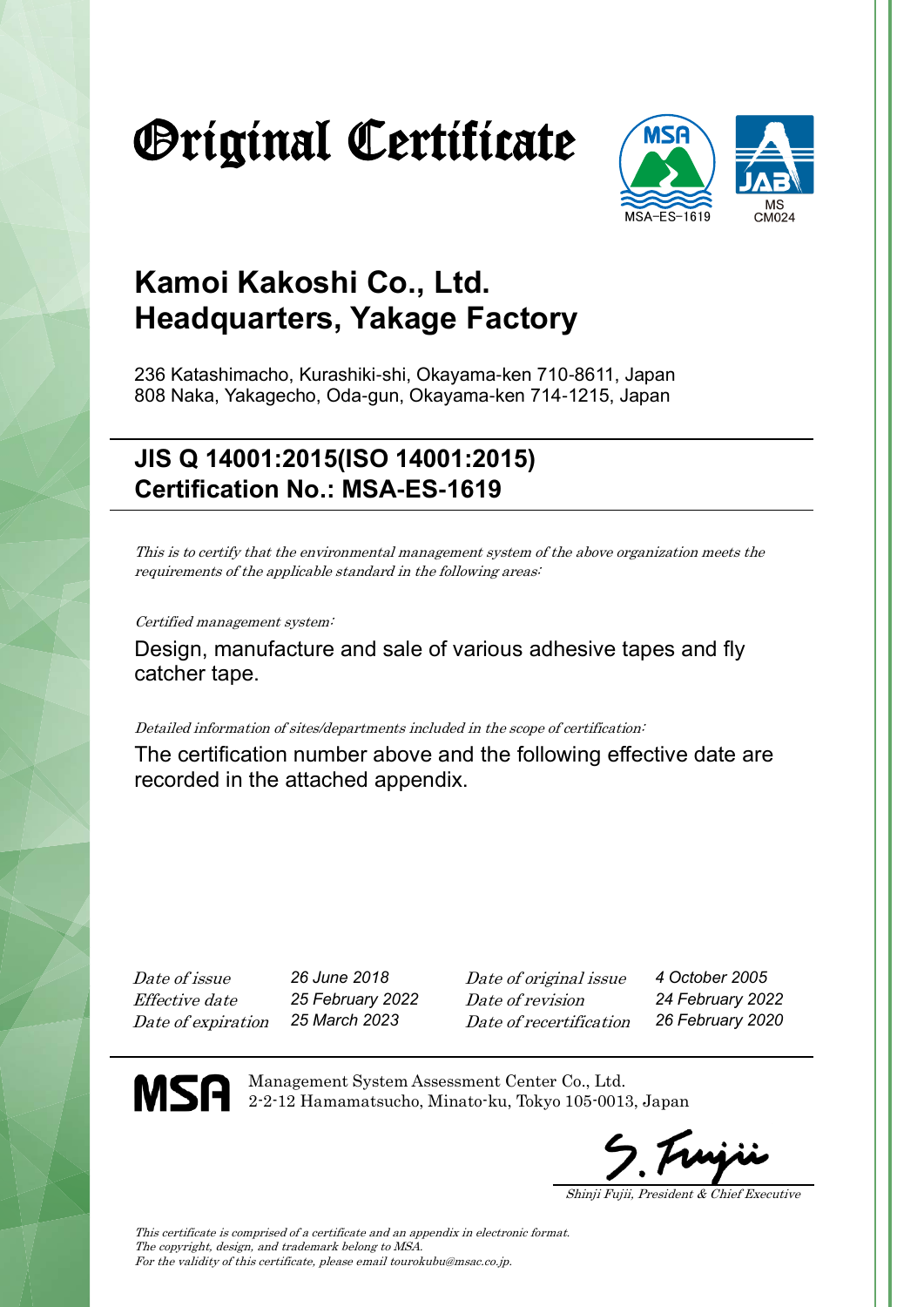# Original Certificate

MSA-ES-1619

MS CM024

## Kamoi Kakoshi Co., Ltd.
## Headquarters, Yakage Factory

236 Katashimacho, Kurashiki-shi, Okayama-ken 710-8611, Japan
808 Naka, Yakagecho, Oda-gun, Okayama-ken 714-1215, Japan

### JIS Q 14001:2015(ISO 14001:2015)
### Certification No.: MSA-ES-1619

*This is to certify that the environmental management system of the above organization meets the requirements of the applicable standard in the following areas:*

*Certified management system:*

Design, manufacture and sale of various adhesive tapes and fly catcher tape.

*Detailed information of sites/departments included in the scope of certification:*

The certification number above and the following effective date are recorded in the attached appendix.

| | | | |
|---|---|---|---|
| *Date of issue* | *26 June 2018* | *Date of original issue* | *4 October 2005* |
| *Effective date* | *25 February 2022* | *Date of revision* | *24 February 2022* |
| *Date of expiration* | *25 March 2023* | *Date of recertification* | *26 February 2020* |

MSA

Management System Assessment Center Co., Ltd.
2-2-12 Hamamatsucho, Minato-ku, Tokyo 105-0013, Japan

S. Fujii

*Shinji Fujii, President & Chief Executive*

*This certificate is comprised of a certificate and an appendix in electronic format.*
*The copyright, design, and trademark belong to MSA.*
*For the validity of this certificate, please email tourokubu@msac.co.jp.*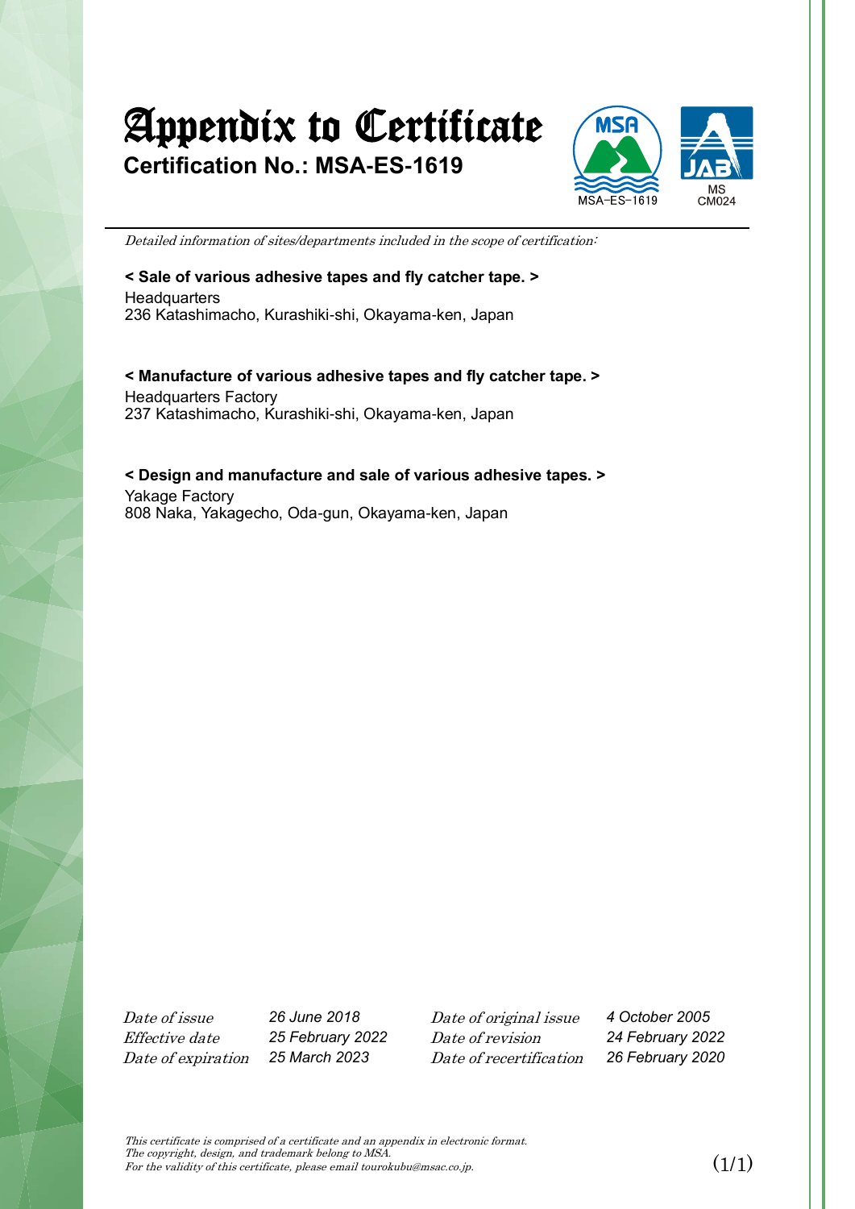# Appendix to Certificate

**Certification No.: MSA-ES-1619**

MSA-ES-1619

MS
CM024

*Detailed information of sites/departments included in the scope of certification:*

**< Sale of various adhesive tapes and fly catcher tape. >**
Headquarters
236 Katashimacho, Kurashiki-shi, Okayama-ken, Japan

**< Manufacture of various adhesive tapes and fly catcher tape. >**
Headquarters Factory
237 Katashimacho, Kurashiki-shi, Okayama-ken, Japan

**< Design and manufacture and sale of various adhesive tapes. >**
Yakage Factory
808 Naka, Yakagecho, Oda-gun, Okayama-ken, Japan

| | | | |
|---|---|---|---|
| *Date of issue* | *26 June 2018* | *Date of original issue* | *4 October 2005* |
| *Effective date* | *25 February 2022* | *Date of revision* | *24 February 2022* |
| *Date of expiration* | *25 March 2023* | *Date of recertification* | *26 February 2020* |

*This certificate is comprised of a certificate and an appendix in electronic format.*
*The copyright, design, and trademark belong to MSA.*
*For the validity of this certificate, please email tourokubu@msac.co.jp.*